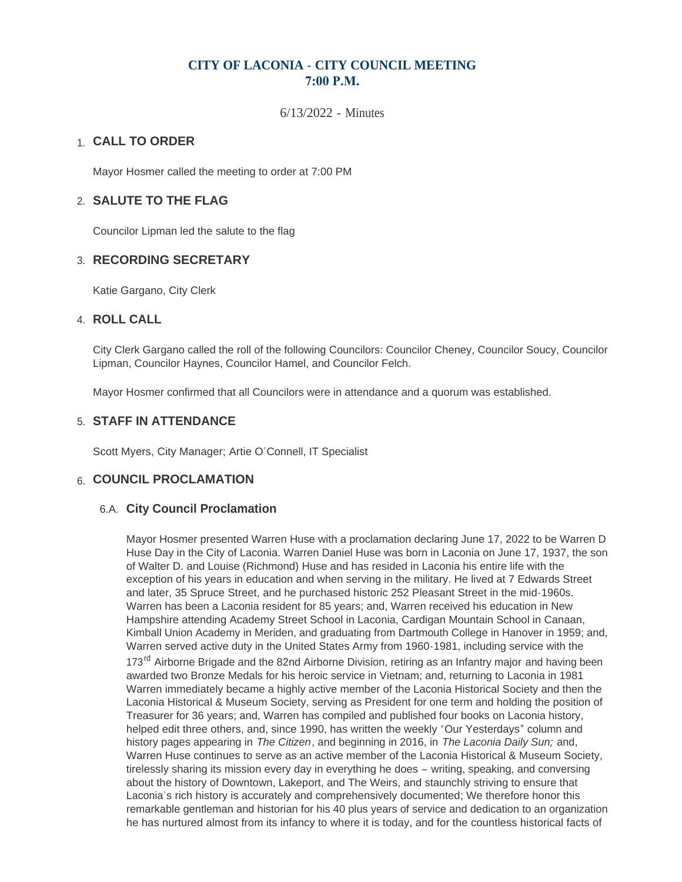# CITY OF LACONIA - CITY COUNCIL MEETING
# 7:00 P.M.

6/13/2022 - Minutes

## 1. CALL TO ORDER

Mayor Hosmer called the meeting to order at 7:00 PM

## 2. SALUTE TO THE FLAG

Councilor Lipman led the salute to the flag

## 3. RECORDING SECRETARY

Katie Gargano, City Clerk

## 4. ROLL CALL

City Clerk Gargano called the roll of the following Councilors: Councilor Cheney, Councilor Soucy, Councilor Lipman, Councilor Haynes, Councilor Hamel, and Councilor Felch.

Mayor Hosmer confirmed that all Councilors were in attendance and a quorum was established.

## 5. STAFF IN ATTENDANCE

Scott Myers, City Manager; Artie O'Connell, IT Specialist

## 6. COUNCIL PROCLAMATION

### 6.A. City Council Proclamation

Mayor Hosmer presented Warren Huse with a proclamation declaring June 17, 2022 to be Warren D Huse Day in the City of Laconia. Warren Daniel Huse was born in Laconia on June 17, 1937, the son of Walter D. and Louise (Richmond) Huse and has resided in Laconia his entire life with the exception of his years in education and when serving in the military. He lived at 7 Edwards Street and later, 35 Spruce Street, and he purchased historic 252 Pleasant Street in the mid-1960s. Warren has been a Laconia resident for 85 years; and, Warren received his education in New Hampshire attending Academy Street School in Laconia, Cardigan Mountain School in Canaan, Kimball Union Academy in Meriden, and graduating from Dartmouth College in Hanover in 1959; and, Warren served active duty in the United States Army from 1960-1981, including service with the 173rd Airborne Brigade and the 82nd Airborne Division, retiring as an Infantry major and having been awarded two Bronze Medals for his heroic service in Vietnam; and, returning to Laconia in 1981 Warren immediately became a highly active member of the Laconia Historical Society and then the Laconia Historical & Museum Society, serving as President for one term and holding the position of Treasurer for 36 years; and, Warren has compiled and published four books on Laconia history, helped edit three others, and, since 1990, has written the weekly "Our Yesterdays" column and history pages appearing in *The Citizen*, and beginning in 2016, in *The Laconia Daily Sun;* and, Warren Huse continues to serve as an active member of the Laconia Historical & Museum Society, tirelessly sharing its mission every day in everything he does – writing, speaking, and conversing about the history of Downtown, Lakeport, and The Weirs, and staunchly striving to ensure that Laconia's rich history is accurately and comprehensively documented; We therefore honor this remarkable gentleman and historian for his 40 plus years of service and dedication to an organization he has nurtured almost from its infancy to where it is today, and for the countless historical facts of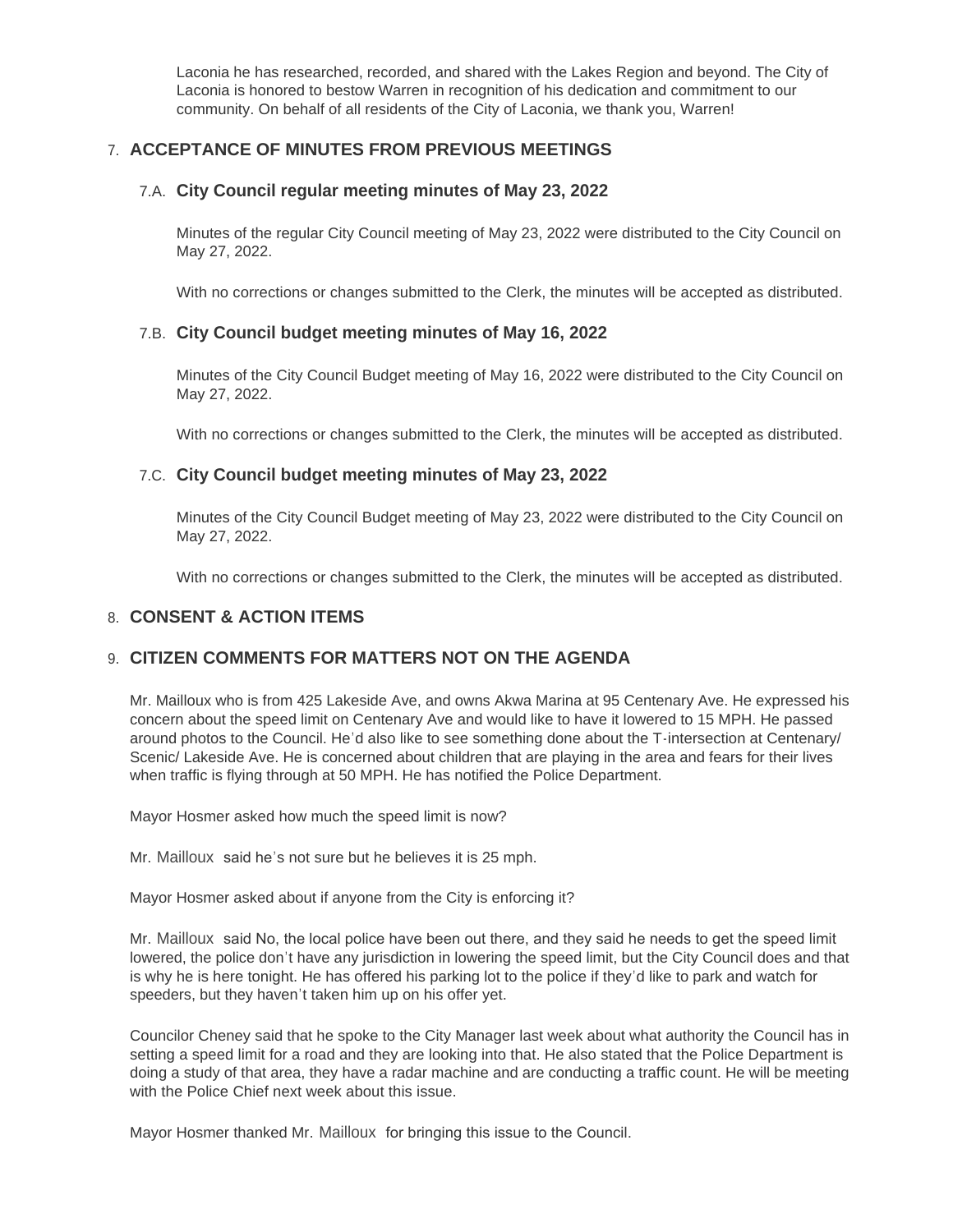Laconia he has researched, recorded, and shared with the Lakes Region and beyond. The City of Laconia is honored to bestow Warren in recognition of his dedication and commitment to our community. On behalf of all residents of the City of Laconia, we thank you, Warren!

## 7. ACCEPTANCE OF MINUTES FROM PREVIOUS MEETINGS

### 7.A. City Council regular meeting minutes of May 23, 2022

Minutes of the regular City Council meeting of May 23, 2022 were distributed to the City Council on May 27, 2022.

With no corrections or changes submitted to the Clerk, the minutes will be accepted as distributed.

### 7.B. City Council budget meeting minutes of May 16, 2022

Minutes of the City Council Budget meeting of May 16, 2022 were distributed to the City Council on May 27, 2022.

With no corrections or changes submitted to the Clerk, the minutes will be accepted as distributed.

### 7.C. City Council budget meeting minutes of May 23, 2022

Minutes of the City Council Budget meeting of May 23, 2022 were distributed to the City Council on May 27, 2022.

With no corrections or changes submitted to the Clerk, the minutes will be accepted as distributed.

## 8. CONSENT & ACTION ITEMS

## 9. CITIZEN COMMENTS FOR MATTERS NOT ON THE AGENDA

Mr. Mailloux who is from 425 Lakeside Ave, and owns Akwa Marina at 95 Centenary Ave. He expressed his concern about the speed limit on Centenary Ave and would like to have it lowered to 15 MPH. He passed around photos to the Council. He'd also like to see something done about the T-intersection at Centenary/ Scenic/ Lakeside Ave. He is concerned about children that are playing in the area and fears for their lives when traffic is flying through at 50 MPH. He has notified the Police Department.

Mayor Hosmer asked how much the speed limit is now?

Mr. Mailloux said he's not sure but he believes it is 25 mph.

Mayor Hosmer asked about if anyone from the City is enforcing it?

Mr. Mailloux said No, the local police have been out there, and they said he needs to get the speed limit lowered, the police don't have any jurisdiction in lowering the speed limit, but the City Council does and that is why he is here tonight. He has offered his parking lot to the police if they'd like to park and watch for speeders, but they haven't taken him up on his offer yet.

Councilor Cheney said that he spoke to the City Manager last week about what authority the Council has in setting a speed limit for a road and they are looking into that. He also stated that the Police Department is doing a study of that area, they have a radar machine and are conducting a traffic count. He will be meeting with the Police Chief next week about this issue.

Mayor Hosmer thanked Mr. Mailloux for bringing this issue to the Council.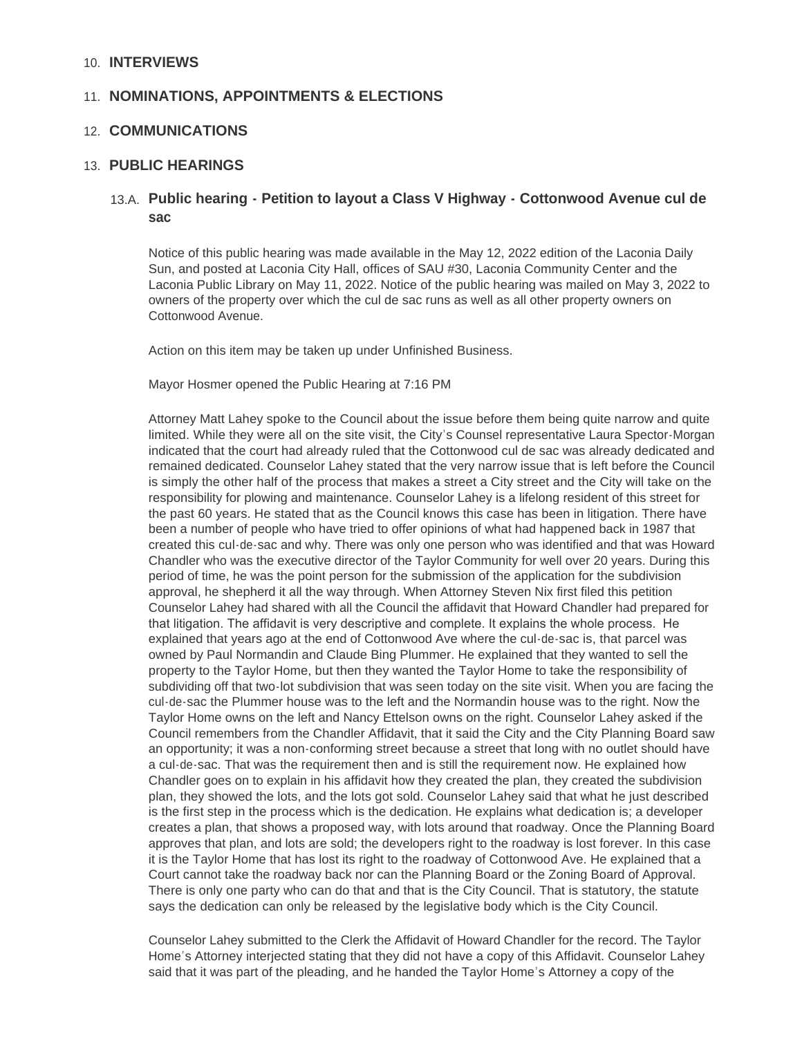## 10. INTERVIEWS

## 11. NOMINATIONS, APPOINTMENTS & ELECTIONS

## 12. COMMUNICATIONS

## 13. PUBLIC HEARINGS

### 13.A. Public hearing - Petition to layout a Class V Highway - Cottonwood Avenue cul de sac

Notice of this public hearing was made available in the May 12, 2022 edition of the Laconia Daily Sun, and posted at Laconia City Hall, offices of SAU #30, Laconia Community Center and the Laconia Public Library on May 11, 2022. Notice of the public hearing was mailed on May 3, 2022 to owners of the property over which the cul de sac runs as well as all other property owners on Cottonwood Avenue.

Action on this item may be taken up under Unfinished Business.

Mayor Hosmer opened the Public Hearing at 7:16 PM

Attorney Matt Lahey spoke to the Council about the issue before them being quite narrow and quite limited. While they were all on the site visit, the City's Counsel representative Laura Spector-Morgan indicated that the court had already ruled that the Cottonwood cul de sac was already dedicated and remained dedicated. Counselor Lahey stated that the very narrow issue that is left before the Council is simply the other half of the process that makes a street a City street and the City will take on the responsibility for plowing and maintenance. Counselor Lahey is a lifelong resident of this street for the past 60 years. He stated that as the Council knows this case has been in litigation. There have been a number of people who have tried to offer opinions of what had happened back in 1987 that created this cul-de-sac and why. There was only one person who was identified and that was Howard Chandler who was the executive director of the Taylor Community for well over 20 years. During this period of time, he was the point person for the submission of the application for the subdivision approval, he shepherd it all the way through. When Attorney Steven Nix first filed this petition Counselor Lahey had shared with all the Council the affidavit that Howard Chandler had prepared for that litigation. The affidavit is very descriptive and complete. It explains the whole process. He explained that years ago at the end of Cottonwood Ave where the cul-de-sac is, that parcel was owned by Paul Normandin and Claude Bing Plummer. He explained that they wanted to sell the property to the Taylor Home, but then they wanted the Taylor Home to take the responsibility of subdividing off that two-lot subdivision that was seen today on the site visit. When you are facing the cul-de-sac the Plummer house was to the left and the Normandin house was to the right. Now the Taylor Home owns on the left and Nancy Ettelson owns on the right. Counselor Lahey asked if the Council remembers from the Chandler Affidavit, that it said the City and the City Planning Board saw an opportunity; it was a non-conforming street because a street that long with no outlet should have a cul-de-sac. That was the requirement then and is still the requirement now. He explained how Chandler goes on to explain in his affidavit how they created the plan, they created the subdivision plan, they showed the lots, and the lots got sold. Counselor Lahey said that what he just described is the first step in the process which is the dedication. He explains what dedication is; a developer creates a plan, that shows a proposed way, with lots around that roadway. Once the Planning Board approves that plan, and lots are sold; the developers right to the roadway is lost forever. In this case it is the Taylor Home that has lost its right to the roadway of Cottonwood Ave. He explained that a Court cannot take the roadway back nor can the Planning Board or the Zoning Board of Approval. There is only one party who can do that and that is the City Council. That is statutory, the statute says the dedication can only be released by the legislative body which is the City Council.

Counselor Lahey submitted to the Clerk the Affidavit of Howard Chandler for the record. The Taylor Home's Attorney interjected stating that they did not have a copy of this Affidavit. Counselor Lahey said that it was part of the pleading, and he handed the Taylor Home's Attorney a copy of the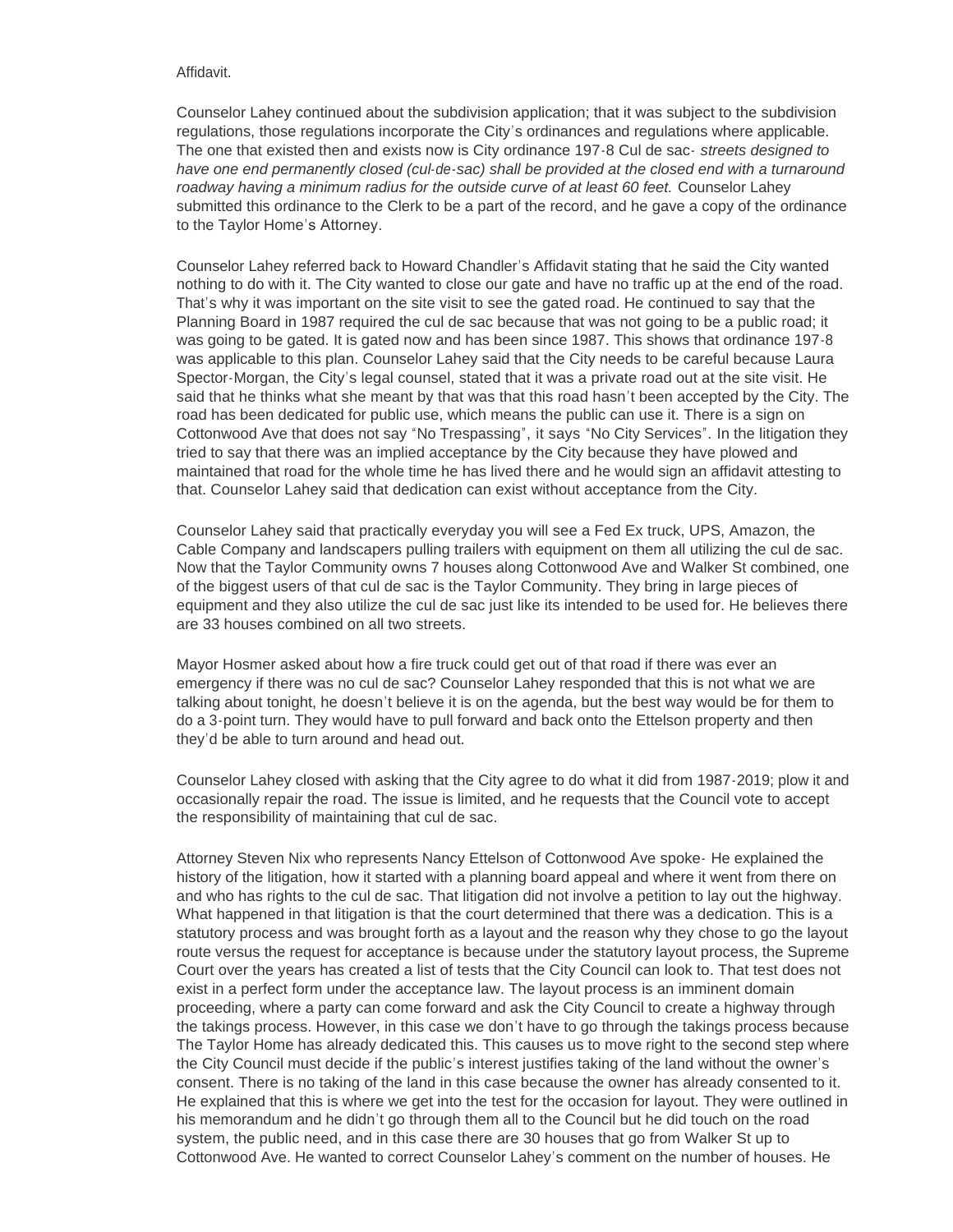Affidavit.

Counselor Lahey continued about the subdivision application; that it was subject to the subdivision regulations, those regulations incorporate the City's ordinances and regulations where applicable. The one that existed then and exists now is City ordinance 197-8 Cul de sac- *streets designed to have one end permanently closed (cul-de-sac) shall be provided at the closed end with a turnaround roadway having a minimum radius for the outside curve of at least 60 feet.* Counselor Lahey submitted this ordinance to the Clerk to be a part of the record, and he gave a copy of the ordinance to the Taylor Home's Attorney.

Counselor Lahey referred back to Howard Chandler's Affidavit stating that he said the City wanted nothing to do with it. The City wanted to close our gate and have no traffic up at the end of the road. That's why it was important on the site visit to see the gated road. He continued to say that the Planning Board in 1987 required the cul de sac because that was not going to be a public road; it was going to be gated. It is gated now and has been since 1987. This shows that ordinance 197-8 was applicable to this plan. Counselor Lahey said that the City needs to be careful because Laura Spector-Morgan, the City's legal counsel, stated that it was a private road out at the site visit. He said that he thinks what she meant by that was that this road hasn't been accepted by the City. The road has been dedicated for public use, which means the public can use it. There is a sign on Cottonwood Ave that does not say "No Trespassing", it says "No City Services". In the litigation they tried to say that there was an implied acceptance by the City because they have plowed and maintained that road for the whole time he has lived there and he would sign an affidavit attesting to that. Counselor Lahey said that dedication can exist without acceptance from the City.

Counselor Lahey said that practically everyday you will see a Fed Ex truck, UPS, Amazon, the Cable Company and landscapers pulling trailers with equipment on them all utilizing the cul de sac. Now that the Taylor Community owns 7 houses along Cottonwood Ave and Walker St combined, one of the biggest users of that cul de sac is the Taylor Community. They bring in large pieces of equipment and they also utilize the cul de sac just like its intended to be used for. He believes there are 33 houses combined on all two streets.

Mayor Hosmer asked about how a fire truck could get out of that road if there was ever an emergency if there was no cul de sac? Counselor Lahey responded that this is not what we are talking about tonight, he doesn't believe it is on the agenda, but the best way would be for them to do a 3-point turn. They would have to pull forward and back onto the Ettelson property and then they'd be able to turn around and head out.

Counselor Lahey closed with asking that the City agree to do what it did from 1987-2019; plow it and occasionally repair the road. The issue is limited, and he requests that the Council vote to accept the responsibility of maintaining that cul de sac.

Attorney Steven Nix who represents Nancy Ettelson of Cottonwood Ave spoke- He explained the history of the litigation, how it started with a planning board appeal and where it went from there on and who has rights to the cul de sac. That litigation did not involve a petition to lay out the highway. What happened in that litigation is that the court determined that there was a dedication. This is a statutory process and was brought forth as a layout and the reason why they chose to go the layout route versus the request for acceptance is because under the statutory layout process, the Supreme Court over the years has created a list of tests that the City Council can look to. That test does not exist in a perfect form under the acceptance law. The layout process is an imminent domain proceeding, where a party can come forward and ask the City Council to create a highway through the takings process. However, in this case we don't have to go through the takings process because The Taylor Home has already dedicated this. This causes us to move right to the second step where the City Council must decide if the public's interest justifies taking of the land without the owner's consent. There is no taking of the land in this case because the owner has already consented to it. He explained that this is where we get into the test for the occasion for layout. They were outlined in his memorandum and he didn't go through them all to the Council but he did touch on the road system, the public need, and in this case there are 30 houses that go from Walker St up to Cottonwood Ave. He wanted to correct Counselor Lahey's comment on the number of houses. He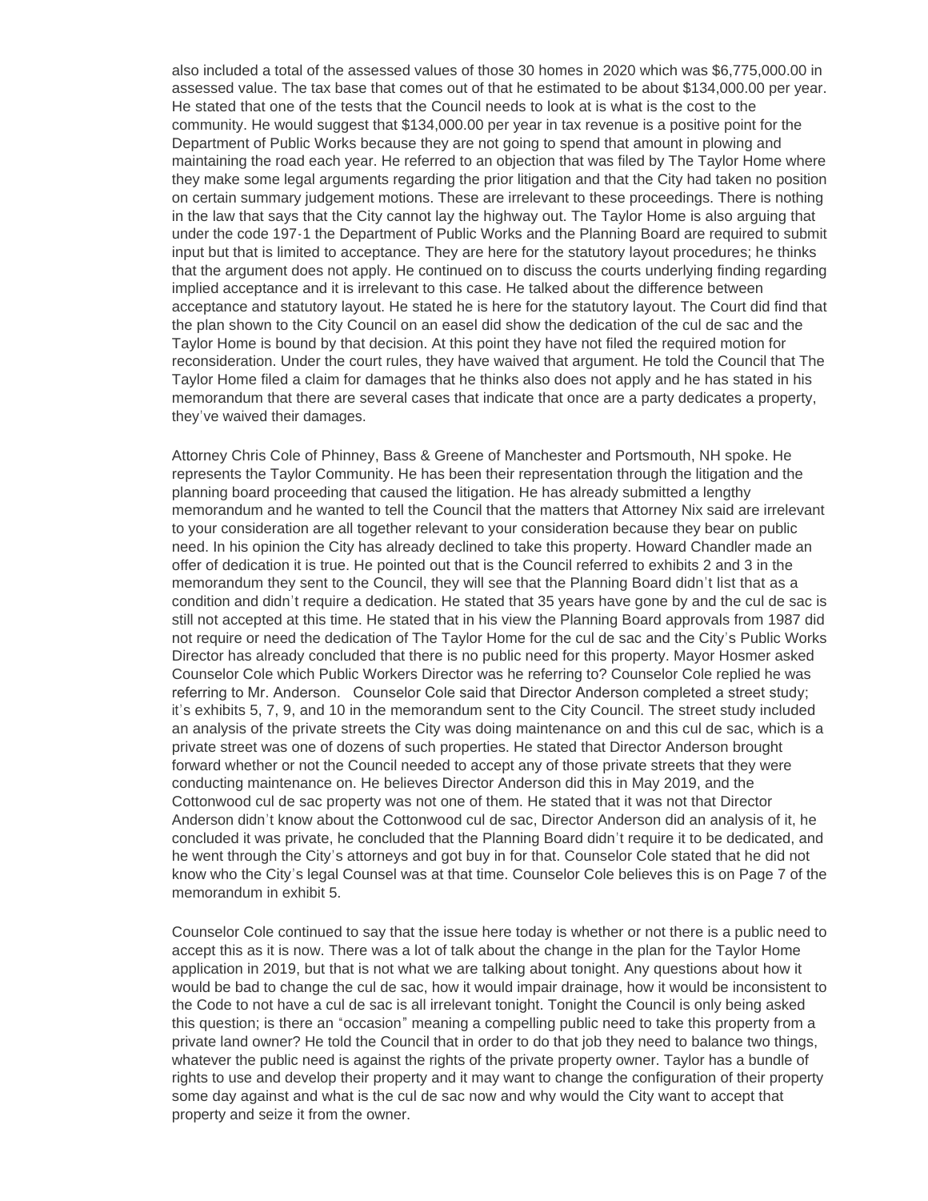also included a total of the assessed values of those 30 homes in 2020 which was $6,775,000.00 in assessed value. The tax base that comes out of that he estimated to be about $134,000.00 per year. He stated that one of the tests that the Council needs to look at is what is the cost to the community. He would suggest that $134,000.00 per year in tax revenue is a positive point for the Department of Public Works because they are not going to spend that amount in plowing and maintaining the road each year. He referred to an objection that was filed by The Taylor Home where they make some legal arguments regarding the prior litigation and that the City had taken no position on certain summary judgement motions. These are irrelevant to these proceedings. There is nothing in the law that says that the City cannot lay the highway out. The Taylor Home is also arguing that under the code 197-1 the Department of Public Works and the Planning Board are required to submit input but that is limited to acceptance. They are here for the statutory layout procedures; he thinks that the argument does not apply. He continued on to discuss the courts underlying finding regarding implied acceptance and it is irrelevant to this case. He talked about the difference between acceptance and statutory layout. He stated he is here for the statutory layout. The Court did find that the plan shown to the City Council on an easel did show the dedication of the cul de sac and the Taylor Home is bound by that decision. At this point they have not filed the required motion for reconsideration. Under the court rules, they have waived that argument. He told the Council that The Taylor Home filed a claim for damages that he thinks also does not apply and he has stated in his memorandum that there are several cases that indicate that once are a party dedicates a property, they've waived their damages.

Attorney Chris Cole of Phinney, Bass & Greene of Manchester and Portsmouth, NH spoke. He represents the Taylor Community. He has been their representation through the litigation and the planning board proceeding that caused the litigation. He has already submitted a lengthy memorandum and he wanted to tell the Council that the matters that Attorney Nix said are irrelevant to your consideration are all together relevant to your consideration because they bear on public need. In his opinion the City has already declined to take this property. Howard Chandler made an offer of dedication it is true. He pointed out that is the Council referred to exhibits 2 and 3 in the memorandum they sent to the Council, they will see that the Planning Board didn't list that as a condition and didn't require a dedication. He stated that 35 years have gone by and the cul de sac is still not accepted at this time. He stated that in his view the Planning Board approvals from 1987 did not require or need the dedication of The Taylor Home for the cul de sac and the City's Public Works Director has already concluded that there is no public need for this property. Mayor Hosmer asked Counselor Cole which Public Workers Director was he referring to? Counselor Cole replied he was referring to Mr. Anderson. Counselor Cole said that Director Anderson completed a street study; it's exhibits 5, 7, 9, and 10 in the memorandum sent to the City Council. The street study included an analysis of the private streets the City was doing maintenance on and this cul de sac, which is a private street was one of dozens of such properties. He stated that Director Anderson brought forward whether or not the Council needed to accept any of those private streets that they were conducting maintenance on. He believes Director Anderson did this in May 2019, and the Cottonwood cul de sac property was not one of them. He stated that it was not that Director Anderson didn't know about the Cottonwood cul de sac, Director Anderson did an analysis of it, he concluded it was private, he concluded that the Planning Board didn't require it to be dedicated, and he went through the City's attorneys and got buy in for that. Counselor Cole stated that he did not know who the City's legal Counsel was at that time. Counselor Cole believes this is on Page 7 of the memorandum in exhibit 5.

Counselor Cole continued to say that the issue here today is whether or not there is a public need to accept this as it is now. There was a lot of talk about the change in the plan for the Taylor Home application in 2019, but that is not what we are talking about tonight. Any questions about how it would be bad to change the cul de sac, how it would impair drainage, how it would be inconsistent to the Code to not have a cul de sac is all irrelevant tonight. Tonight the Council is only being asked this question; is there an "occasion" meaning a compelling public need to take this property from a private land owner? He told the Council that in order to do that job they need to balance two things, whatever the public need is against the rights of the private property owner. Taylor has a bundle of rights to use and develop their property and it may want to change the configuration of their property some day against and what is the cul de sac now and why would the City want to accept that property and seize it from the owner.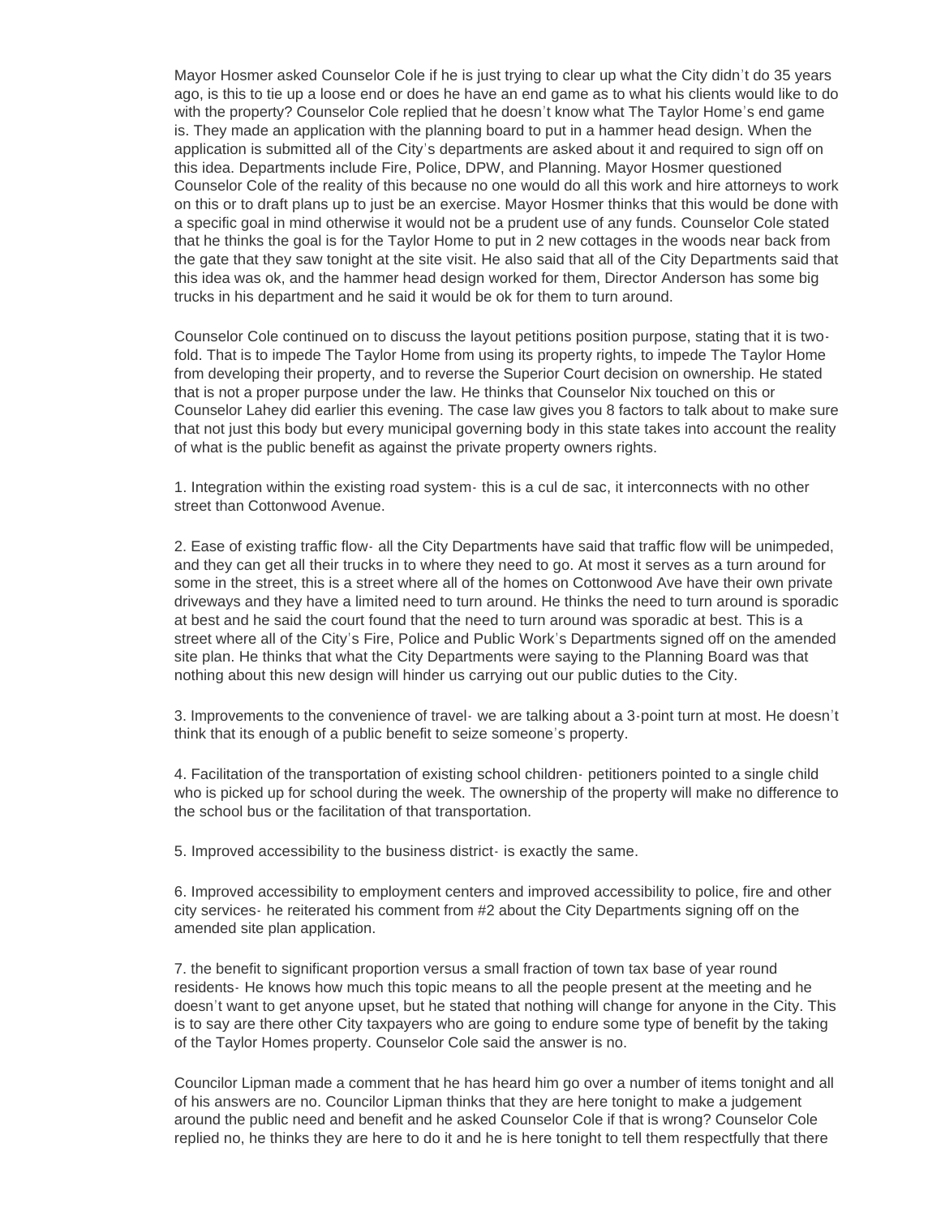Mayor Hosmer asked Counselor Cole if he is just trying to clear up what the City didn't do 35 years ago, is this to tie up a loose end or does he have an end game as to what his clients would like to do with the property? Counselor Cole replied that he doesn't know what The Taylor Home's end game is. They made an application with the planning board to put in a hammer head design. When the application is submitted all of the City's departments are asked about it and required to sign off on this idea. Departments include Fire, Police, DPW, and Planning. Mayor Hosmer questioned Counselor Cole of the reality of this because no one would do all this work and hire attorneys to work on this or to draft plans up to just be an exercise. Mayor Hosmer thinks that this would be done with a specific goal in mind otherwise it would not be a prudent use of any funds. Counselor Cole stated that he thinks the goal is for the Taylor Home to put in 2 new cottages in the woods near back from the gate that they saw tonight at the site visit. He also said that all of the City Departments said that this idea was ok, and the hammer head design worked for them, Director Anderson has some big trucks in his department and he said it would be ok for them to turn around.

Counselor Cole continued on to discuss the layout petitions position purpose, stating that it is two-fold. That is to impede The Taylor Home from using its property rights, to impede The Taylor Home from developing their property, and to reverse the Superior Court decision on ownership. He stated that is not a proper purpose under the law. He thinks that Counselor Nix touched on this or Counselor Lahey did earlier this evening. The case law gives you 8 factors to talk about to make sure that not just this body but every municipal governing body in this state takes into account the reality of what is the public benefit as against the private property owners rights.

1. Integration within the existing road system- this is a cul de sac, it interconnects with no other street than Cottonwood Avenue.

2. Ease of existing traffic flow- all the City Departments have said that traffic flow will be unimpeded, and they can get all their trucks in to where they need to go. At most it serves as a turn around for some in the street, this is a street where all of the homes on Cottonwood Ave have their own private driveways and they have a limited need to turn around. He thinks the need to turn around is sporadic at best and he said the court found that the need to turn around was sporadic at best. This is a street where all of the City's Fire, Police and Public Work's Departments signed off on the amended site plan. He thinks that what the City Departments were saying to the Planning Board was that nothing about this new design will hinder us carrying out our public duties to the City.

3. Improvements to the convenience of travel- we are talking about a 3-point turn at most. He doesn't think that its enough of a public benefit to seize someone's property.

4. Facilitation of the transportation of existing school children- petitioners pointed to a single child who is picked up for school during the week. The ownership of the property will make no difference to the school bus or the facilitation of that transportation.

5. Improved accessibility to the business district- is exactly the same.

6. Improved accessibility to employment centers and improved accessibility to police, fire and other city services- he reiterated his comment from #2 about the City Departments signing off on the amended site plan application.

7. the benefit to significant proportion versus a small fraction of town tax base of year round residents- He knows how much this topic means to all the people present at the meeting and he doesn't want to get anyone upset, but he stated that nothing will change for anyone in the City. This is to say are there other City taxpayers who are going to endure some type of benefit by the taking of the Taylor Homes property. Counselor Cole said the answer is no.

Councilor Lipman made a comment that he has heard him go over a number of items tonight and all of his answers are no. Councilor Lipman thinks that they are here tonight to make a judgement around the public need and benefit and he asked Counselor Cole if that is wrong? Counselor Cole replied no, he thinks they are here to do it and he is here tonight to tell them respectfully that there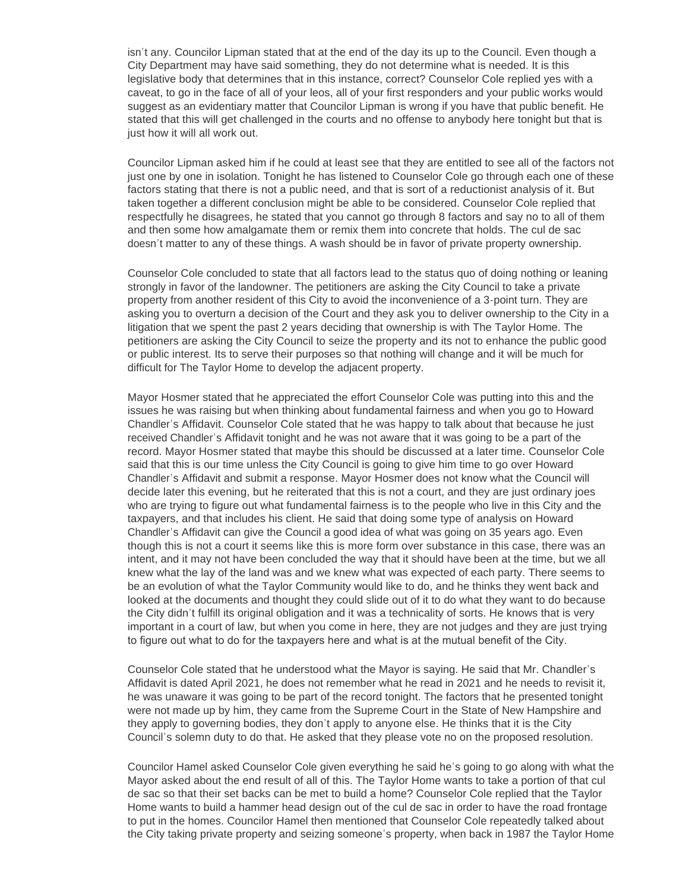isn't any. Councilor Lipman stated that at the end of the day its up to the Council. Even though a City Department may have said something, they do not determine what is needed. It is this legislative body that determines that in this instance, correct? Counselor Cole replied yes with a caveat, to go in the face of all of your leos, all of your first responders and your public works would suggest as an evidentiary matter that Councilor Lipman is wrong if you have that public benefit. He stated that this will get challenged in the courts and no offense to anybody here tonight but that is just how it will all work out.

Councilor Lipman asked him if he could at least see that they are entitled to see all of the factors not just one by one in isolation. Tonight he has listened to Counselor Cole go through each one of these factors stating that there is not a public need, and that is sort of a reductionist analysis of it. But taken together a different conclusion might be able to be considered. Counselor Cole replied that respectfully he disagrees, he stated that you cannot go through 8 factors and say no to all of them and then some how amalgamate them or remix them into concrete that holds. The cul de sac doesn't matter to any of these things. A wash should be in favor of private property ownership.

Counselor Cole concluded to state that all factors lead to the status quo of doing nothing or leaning strongly in favor of the landowner. The petitioners are asking the City Council to take a private property from another resident of this City to avoid the inconvenience of a 3-point turn. They are asking you to overturn a decision of the Court and they ask you to deliver ownership to the City in a litigation that we spent the past 2 years deciding that ownership is with The Taylor Home. The petitioners are asking the City Council to seize the property and its not to enhance the public good or public interest. Its to serve their purposes so that nothing will change and it will be much for difficult for The Taylor Home to develop the adjacent property.

Mayor Hosmer stated that he appreciated the effort Counselor Cole was putting into this and the issues he was raising but when thinking about fundamental fairness and when you go to Howard Chandler's Affidavit. Counselor Cole stated that he was happy to talk about that because he just received Chandler's Affidavit tonight and he was not aware that it was going to be a part of the record. Mayor Hosmer stated that maybe this should be discussed at a later time. Counselor Cole said that this is our time unless the City Council is going to give him time to go over Howard Chandler's Affidavit and submit a response. Mayor Hosmer does not know what the Council will decide later this evening, but he reiterated that this is not a court, and they are just ordinary joes who are trying to figure out what fundamental fairness is to the people who live in this City and the taxpayers, and that includes his client. He said that doing some type of analysis on Howard Chandler's Affidavit can give the Council a good idea of what was going on 35 years ago. Even though this is not a court it seems like this is more form over substance in this case, there was an intent, and it may not have been concluded the way that it should have been at the time, but we all knew what the lay of the land was and we knew what was expected of each party. There seems to be an evolution of what the Taylor Community would like to do, and he thinks they went back and looked at the documents and thought they could slide out of it to do what they want to do because the City didn't fulfill its original obligation and it was a technicality of sorts. He knows that is very important in a court of law, but when you come in here, they are not judges and they are just trying to figure out what to do for the taxpayers here and what is at the mutual benefit of the City.

Counselor Cole stated that he understood what the Mayor is saying. He said that Mr. Chandler's Affidavit is dated April 2021, he does not remember what he read in 2021 and he needs to revisit it, he was unaware it was going to be part of the record tonight. The factors that he presented tonight were not made up by him, they came from the Supreme Court in the State of New Hampshire and they apply to governing bodies, they don't apply to anyone else. He thinks that it is the City Council's solemn duty to do that. He asked that they please vote no on the proposed resolution.

Councilor Hamel asked Counselor Cole given everything he said he's going to go along with what the Mayor asked about the end result of all of this. The Taylor Home wants to take a portion of that cul de sac so that their set backs can be met to build a home? Counselor Cole replied that the Taylor Home wants to build a hammer head design out of the cul de sac in order to have the road frontage to put in the homes. Councilor Hamel then mentioned that Counselor Cole repeatedly talked about the City taking private property and seizing someone's property, when back in 1987 the Taylor Home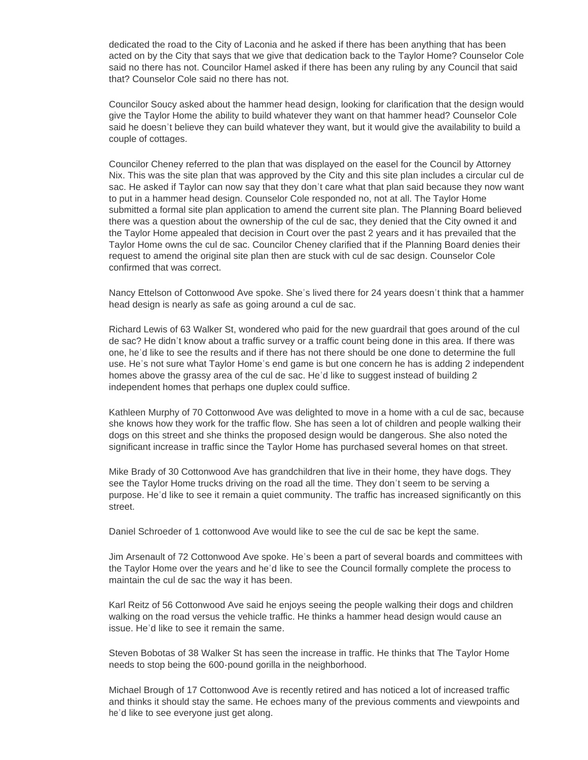dedicated the road to the City of Laconia and he asked if there has been anything that has been acted on by the City that says that we give that dedication back to the Taylor Home? Counselor Cole said no there has not. Councilor Hamel asked if there has been any ruling by any Council that said that? Counselor Cole said no there has not.

Councilor Soucy asked about the hammer head design, looking for clarification that the design would give the Taylor Home the ability to build whatever they want on that hammer head? Counselor Cole said he doesn't believe they can build whatever they want, but it would give the availability to build a couple of cottages.

Councilor Cheney referred to the plan that was displayed on the easel for the Council by Attorney Nix. This was the site plan that was approved by the City and this site plan includes a circular cul de sac. He asked if Taylor can now say that they don't care what that plan said because they now want to put in a hammer head design. Counselor Cole responded no, not at all. The Taylor Home submitted a formal site plan application to amend the current site plan. The Planning Board believed there was a question about the ownership of the cul de sac, they denied that the City owned it and the Taylor Home appealed that decision in Court over the past 2 years and it has prevailed that the Taylor Home owns the cul de sac. Councilor Cheney clarified that if the Planning Board denies their request to amend the original site plan then are stuck with cul de sac design. Counselor Cole confirmed that was correct.

Nancy Ettelson of Cottonwood Ave spoke. She's lived there for 24 years doesn't think that a hammer head design is nearly as safe as going around a cul de sac.

Richard Lewis of 63 Walker St, wondered who paid for the new guardrail that goes around of the cul de sac? He didn't know about a traffic survey or a traffic count being done in this area. If there was one, he'd like to see the results and if there has not there should be one done to determine the full use. He's not sure what Taylor Home's end game is but one concern he has is adding 2 independent homes above the grassy area of the cul de sac. He'd like to suggest instead of building 2 independent homes that perhaps one duplex could suffice.

Kathleen Murphy of 70 Cottonwood Ave was delighted to move in a home with a cul de sac, because she knows how they work for the traffic flow. She has seen a lot of children and people walking their dogs on this street and she thinks the proposed design would be dangerous. She also noted the significant increase in traffic since the Taylor Home has purchased several homes on that street.

Mike Brady of 30 Cottonwood Ave has grandchildren that live in their home, they have dogs. They see the Taylor Home trucks driving on the road all the time. They don't seem to be serving a purpose. He'd like to see it remain a quiet community. The traffic has increased significantly on this street.

Daniel Schroeder of 1 cottonwood Ave would like to see the cul de sac be kept the same.

Jim Arsenault of 72 Cottonwood Ave spoke. He's been a part of several boards and committees with the Taylor Home over the years and he'd like to see the Council formally complete the process to maintain the cul de sac the way it has been.

Karl Reitz of 56 Cottonwood Ave said he enjoys seeing the people walking their dogs and children walking on the road versus the vehicle traffic. He thinks a hammer head design would cause an issue. He'd like to see it remain the same.

Steven Bobotas of 38 Walker St has seen the increase in traffic. He thinks that The Taylor Home needs to stop being the 600-pound gorilla in the neighborhood.

Michael Brough of 17 Cottonwood Ave is recently retired and has noticed a lot of increased traffic and thinks it should stay the same. He echoes many of the previous comments and viewpoints and he'd like to see everyone just get along.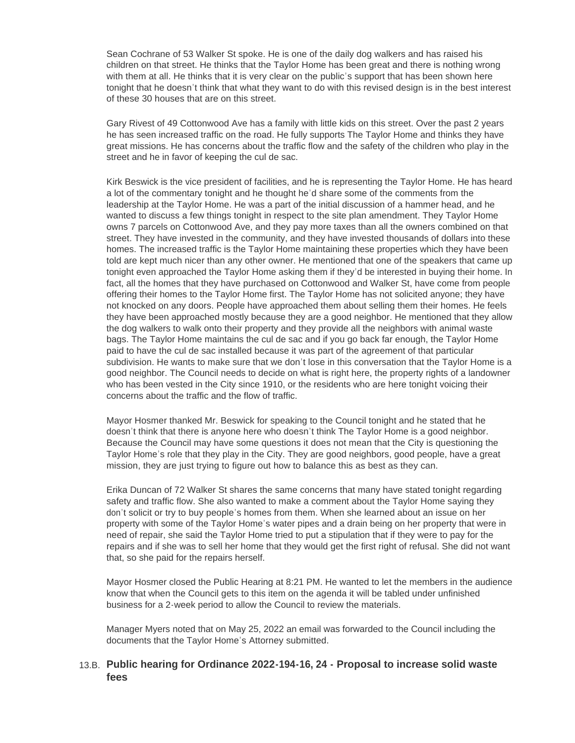Sean Cochrane of 53 Walker St spoke. He is one of the daily dog walkers and has raised his children on that street. He thinks that the Taylor Home has been great and there is nothing wrong with them at all. He thinks that it is very clear on the public's support that has been shown here tonight that he doesn't think that what they want to do with this revised design is in the best interest of these 30 houses that are on this street.

Gary Rivest of 49 Cottonwood Ave has a family with little kids on this street. Over the past 2 years he has seen increased traffic on the road. He fully supports The Taylor Home and thinks they have great missions. He has concerns about the traffic flow and the safety of the children who play in the street and he in favor of keeping the cul de sac.

Kirk Beswick is the vice president of facilities, and he is representing the Taylor Home. He has heard a lot of the commentary tonight and he thought he'd share some of the comments from the leadership at the Taylor Home. He was a part of the initial discussion of a hammer head, and he wanted to discuss a few things tonight in respect to the site plan amendment. They Taylor Home owns 7 parcels on Cottonwood Ave, and they pay more taxes than all the owners combined on that street. They have invested in the community, and they have invested thousands of dollars into these homes. The increased traffic is the Taylor Home maintaining these properties which they have been told are kept much nicer than any other owner. He mentioned that one of the speakers that came up tonight even approached the Taylor Home asking them if they'd be interested in buying their home. In fact, all the homes that they have purchased on Cottonwood and Walker St, have come from people offering their homes to the Taylor Home first. The Taylor Home has not solicited anyone; they have not knocked on any doors. People have approached them about selling them their homes. He feels they have been approached mostly because they are a good neighbor. He mentioned that they allow the dog walkers to walk onto their property and they provide all the neighbors with animal waste bags. The Taylor Home maintains the cul de sac and if you go back far enough, the Taylor Home paid to have the cul de sac installed because it was part of the agreement of that particular subdivision. He wants to make sure that we don't lose in this conversation that the Taylor Home is a good neighbor. The Council needs to decide on what is right here, the property rights of a landowner who has been vested in the City since 1910, or the residents who are here tonight voicing their concerns about the traffic and the flow of traffic.

Mayor Hosmer thanked Mr. Beswick for speaking to the Council tonight and he stated that he doesn't think that there is anyone here who doesn't think The Taylor Home is a good neighbor. Because the Council may have some questions it does not mean that the City is questioning the Taylor Home's role that they play in the City. They are good neighbors, good people, have a great mission, they are just trying to figure out how to balance this as best as they can.

Erika Duncan of 72 Walker St shares the same concerns that many have stated tonight regarding safety and traffic flow. She also wanted to make a comment about the Taylor Home saying they don't solicit or try to buy people's homes from them. When she learned about an issue on her property with some of the Taylor Home's water pipes and a drain being on her property that were in need of repair, she said the Taylor Home tried to put a stipulation that if they were to pay for the repairs and if she was to sell her home that they would get the first right of refusal. She did not want that, so she paid for the repairs herself.

Mayor Hosmer closed the Public Hearing at 8:21 PM. He wanted to let the members in the audience know that when the Council gets to this item on the agenda it will be tabled under unfinished business for a 2-week period to allow the Council to review the materials.

Manager Myers noted that on May 25, 2022 an email was forwarded to the Council including the documents that the Taylor Home's Attorney submitted.

### 13.B. Public hearing for Ordinance 2022-194-16, 24 - Proposal to increase solid waste fees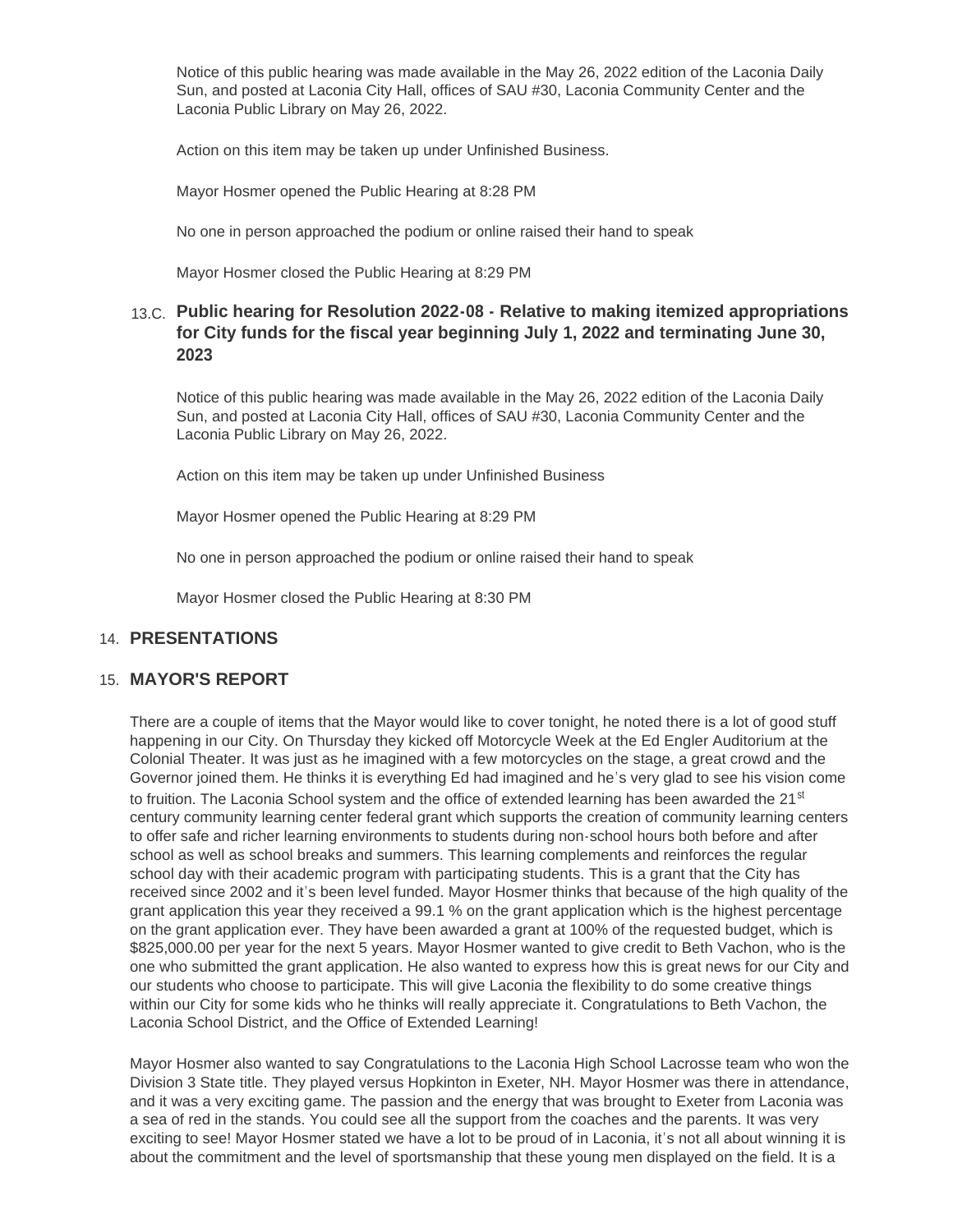Notice of this public hearing was made available in the May 26, 2022 edition of the Laconia Daily Sun, and posted at Laconia City Hall, offices of SAU #30, Laconia Community Center and the Laconia Public Library on May 26, 2022.

Action on this item may be taken up under Unfinished Business.

Mayor Hosmer opened the Public Hearing at 8:28 PM

No one in person approached the podium or online raised their hand to speak

Mayor Hosmer closed the Public Hearing at 8:29 PM

### 13.C. Public hearing for Resolution 2022-08 - Relative to making itemized appropriations for City funds for the fiscal year beginning July 1, 2022 and terminating June 30, 2023

Notice of this public hearing was made available in the May 26, 2022 edition of the Laconia Daily Sun, and posted at Laconia City Hall, offices of SAU #30, Laconia Community Center and the Laconia Public Library on May 26, 2022.

Action on this item may be taken up under Unfinished Business

Mayor Hosmer opened the Public Hearing at 8:29 PM

No one in person approached the podium or online raised their hand to speak

Mayor Hosmer closed the Public Hearing at 8:30 PM

## 14. PRESENTATIONS

## 15. MAYOR'S REPORT

There are a couple of items that the Mayor would like to cover tonight, he noted there is a lot of good stuff happening in our City. On Thursday they kicked off Motorcycle Week at the Ed Engler Auditorium at the Colonial Theater. It was just as he imagined with a few motorcycles on the stage, a great crowd and the Governor joined them. He thinks it is everything Ed had imagined and he's very glad to see his vision come to fruition. The Laconia School system and the office of extended learning has been awarded the 21st century community learning center federal grant which supports the creation of community learning centers to offer safe and richer learning environments to students during non-school hours both before and after school as well as school breaks and summers. This learning complements and reinforces the regular school day with their academic program with participating students. This is a grant that the City has received since 2002 and it's been level funded. Mayor Hosmer thinks that because of the high quality of the grant application this year they received a 99.1 % on the grant application which is the highest percentage on the grant application ever. They have been awarded a grant at 100% of the requested budget, which is $825,000.00 per year for the next 5 years. Mayor Hosmer wanted to give credit to Beth Vachon, who is the one who submitted the grant application. He also wanted to express how this is great news for our City and our students who choose to participate. This will give Laconia the flexibility to do some creative things within our City for some kids who he thinks will really appreciate it. Congratulations to Beth Vachon, the Laconia School District, and the Office of Extended Learning!

Mayor Hosmer also wanted to say Congratulations to the Laconia High School Lacrosse team who won the Division 3 State title. They played versus Hopkinton in Exeter, NH. Mayor Hosmer was there in attendance, and it was a very exciting game. The passion and the energy that was brought to Exeter from Laconia was a sea of red in the stands. You could see all the support from the coaches and the parents. It was very exciting to see! Mayor Hosmer stated we have a lot to be proud of in Laconia, it's not all about winning it is about the commitment and the level of sportsmanship that these young men displayed on the field. It is a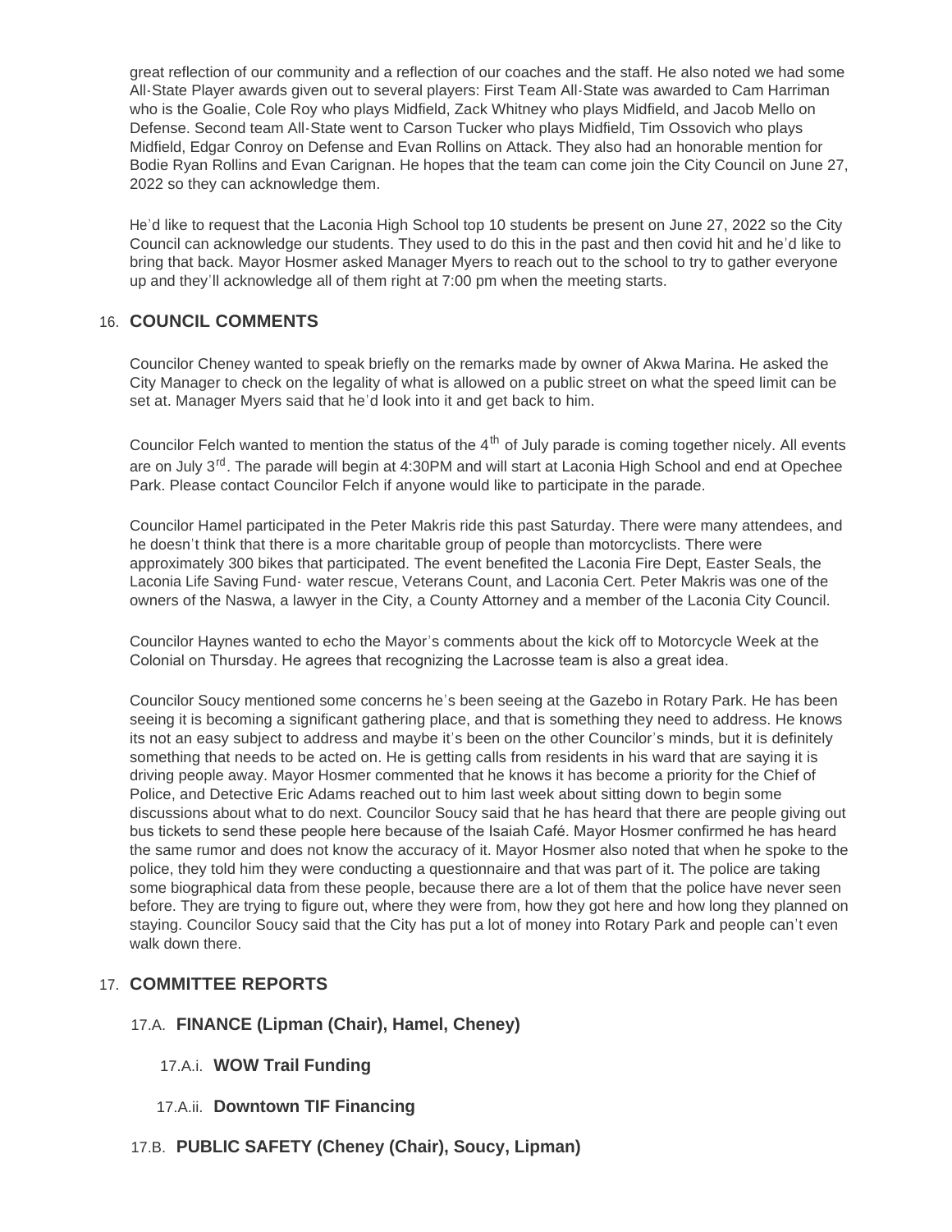great reflection of our community and a reflection of our coaches and the staff. He also noted we had some All-State Player awards given out to several players: First Team All-State was awarded to Cam Harriman who is the Goalie, Cole Roy who plays Midfield, Zack Whitney who plays Midfield, and Jacob Mello on Defense. Second team All-State went to Carson Tucker who plays Midfield, Tim Ossovich who plays Midfield, Edgar Conroy on Defense and Evan Rollins on Attack. They also had an honorable mention for Bodie Ryan Rollins and Evan Carignan. He hopes that the team can come join the City Council on June 27, 2022 so they can acknowledge them.

He'd like to request that the Laconia High School top 10 students be present on June 27, 2022 so the City Council can acknowledge our students. They used to do this in the past and then covid hit and he'd like to bring that back. Mayor Hosmer asked Manager Myers to reach out to the school to try to gather everyone up and they'll acknowledge all of them right at 7:00 pm when the meeting starts.

## 16. COUNCIL COMMENTS

Councilor Cheney wanted to speak briefly on the remarks made by owner of Akwa Marina. He asked the City Manager to check on the legality of what is allowed on a public street on what the speed limit can be set at. Manager Myers said that he'd look into it and get back to him.

Councilor Felch wanted to mention the status of the 4th of July parade is coming together nicely. All events are on July 3rd. The parade will begin at 4:30PM and will start at Laconia High School and end at Opechee Park. Please contact Councilor Felch if anyone would like to participate in the parade.

Councilor Hamel participated in the Peter Makris ride this past Saturday. There were many attendees, and he doesn't think that there is a more charitable group of people than motorcyclists. There were approximately 300 bikes that participated. The event benefited the Laconia Fire Dept, Easter Seals, the Laconia Life Saving Fund- water rescue, Veterans Count, and Laconia Cert. Peter Makris was one of the owners of the Naswa, a lawyer in the City, a County Attorney and a member of the Laconia City Council.

Councilor Haynes wanted to echo the Mayor's comments about the kick off to Motorcycle Week at the Colonial on Thursday. He agrees that recognizing the Lacrosse team is also a great idea.

Councilor Soucy mentioned some concerns he's been seeing at the Gazebo in Rotary Park. He has been seeing it is becoming a significant gathering place, and that is something they need to address. He knows its not an easy subject to address and maybe it's been on the other Councilor's minds, but it is definitely something that needs to be acted on. He is getting calls from residents in his ward that are saying it is driving people away. Mayor Hosmer commented that he knows it has become a priority for the Chief of Police, and Detective Eric Adams reached out to him last week about sitting down to begin some discussions about what to do next. Councilor Soucy said that he has heard that there are people giving out bus tickets to send these people here because of the Isaiah Café. Mayor Hosmer confirmed he has heard the same rumor and does not know the accuracy of it. Mayor Hosmer also noted that when he spoke to the police, they told him they were conducting a questionnaire and that was part of it. The police are taking some biographical data from these people, because there are a lot of them that the police have never seen before. They are trying to figure out, where they were from, how they got here and how long they planned on staying. Councilor Soucy said that the City has put a lot of money into Rotary Park and people can't even walk down there.

## 17. COMMITTEE REPORTS

### 17.A. FINANCE (Lipman (Chair), Hamel, Cheney)

#### 17.A.i. WOW Trail Funding

#### 17.A.ii. Downtown TIF Financing

### 17.B. PUBLIC SAFETY (Cheney (Chair), Soucy, Lipman)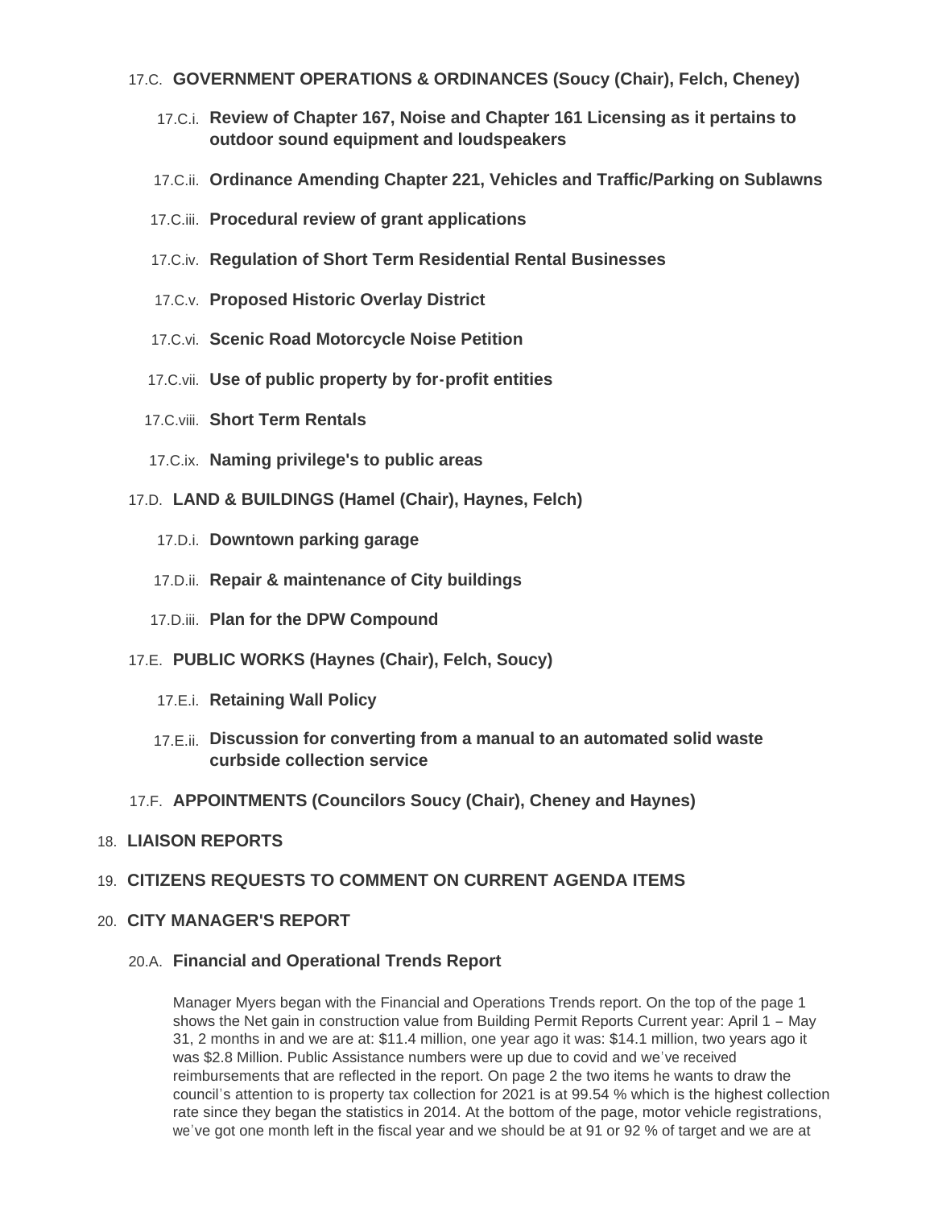17.C. **GOVERNMENT OPERATIONS & ORDINANCES (Soucy (Chair), Felch, Cheney)**

17.C.i. **Review of Chapter 167, Noise and Chapter 161 Licensing as it pertains to outdoor sound equipment and loudspeakers**

17.C.ii. **Ordinance Amending Chapter 221, Vehicles and Traffic/Parking on Sublawns**

17.C.iii. **Procedural review of grant applications**

17.C.iv. **Regulation of Short Term Residential Rental Businesses**

17.C.v. **Proposed Historic Overlay District**

17.C.vi. **Scenic Road Motorcycle Noise Petition**

17.C.vii. **Use of public property by for-profit entities**

17.C.viii. **Short Term Rentals**

17.C.ix. **Naming privilege's to public areas**

17.D. **LAND & BUILDINGS (Hamel (Chair), Haynes, Felch)**

17.D.i. **Downtown parking garage**

17.D.ii. **Repair & maintenance of City buildings**

17.D.iii. **Plan for the DPW Compound**

17.E. **PUBLIC WORKS (Haynes (Chair), Felch, Soucy)**

17.E.i. **Retaining Wall Policy**

17.E.ii. **Discussion for converting from a manual to an automated solid waste curbside collection service**

17.F. **APPOINTMENTS (Councilors Soucy (Chair), Cheney and Haynes)**

18. **LIAISON REPORTS**

19. **CITIZENS REQUESTS TO COMMENT ON CURRENT AGENDA ITEMS**

20. **CITY MANAGER'S REPORT**

20.A. **Financial and Operational Trends Report**

Manager Myers began with the Financial and Operations Trends report. On the top of the page 1 shows the Net gain in construction value from Building Permit Reports Current year: April 1 – May 31, 2 months in and we are at: $11.4 million, one year ago it was: $14.1 million, two years ago it was $2.8 Million. Public Assistance numbers were up due to covid and we've received reimbursements that are reflected in the report. On page 2 the two items he wants to draw the council's attention to is property tax collection for 2021 is at 99.54 % which is the highest collection rate since they began the statistics in 2014. At the bottom of the page, motor vehicle registrations, we've got one month left in the fiscal year and we should be at 91 or 92 % of target and we are at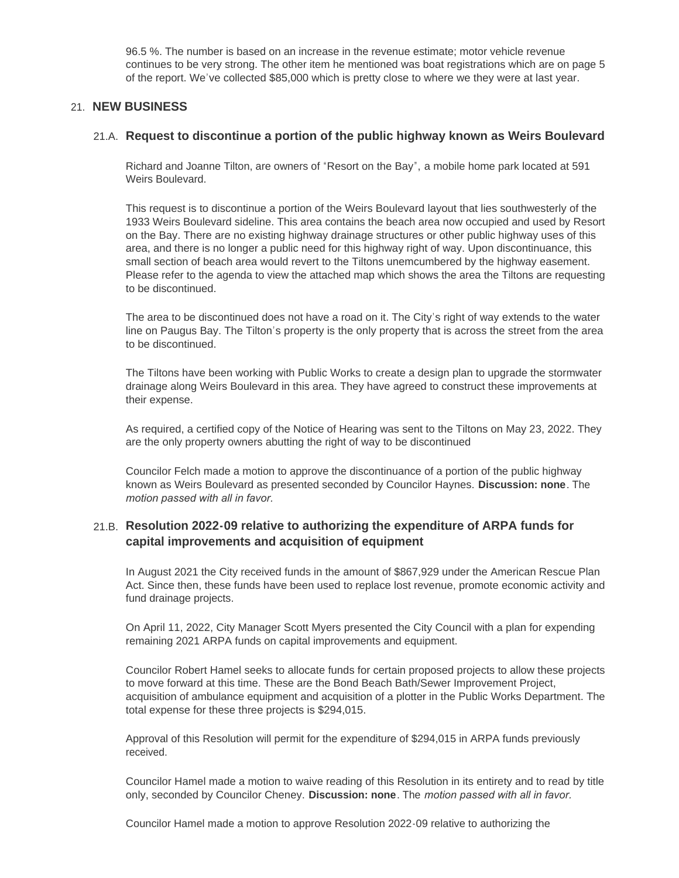96.5 %. The number is based on an increase in the revenue estimate; motor vehicle revenue continues to be very strong. The other item he mentioned was boat registrations which are on page 5 of the report. We've collected $85,000 which is pretty close to where we they were at last year.

## 21. NEW BUSINESS

### 21.A. Request to discontinue a portion of the public highway known as Weirs Boulevard

Richard and Joanne Tilton, are owners of "Resort on the Bay", a mobile home park located at 591 Weirs Boulevard.

This request is to discontinue a portion of the Weirs Boulevard layout that lies southwesterly of the 1933 Weirs Boulevard sideline. This area contains the beach area now occupied and used by Resort on the Bay. There are no existing highway drainage structures or other public highway uses of this area, and there is no longer a public need for this highway right of way. Upon discontinuance, this small section of beach area would revert to the Tiltons unemcumbered by the highway easement. Please refer to the agenda to view the attached map which shows the area the Tiltons are requesting to be discontinued.

The area to be discontinued does not have a road on it. The City's right of way extends to the water line on Paugus Bay. The Tilton's property is the only property that is across the street from the area to be discontinued.

The Tiltons have been working with Public Works to create a design plan to upgrade the stormwater drainage along Weirs Boulevard in this area. They have agreed to construct these improvements at their expense.

As required, a certified copy of the Notice of Hearing was sent to the Tiltons on May 23, 2022. They are the only property owners abutting the right of way to be discontinued

Councilor Felch made a motion to approve the discontinuance of a portion of the public highway known as Weirs Boulevard as presented seconded by Councilor Haynes. **Discussion: none**. The *motion passed with all in favor.*

### 21.B. Resolution 2022-09 relative to authorizing the expenditure of ARPA funds for capital improvements and acquisition of equipment

In August 2021 the City received funds in the amount of $867,929 under the American Rescue Plan Act. Since then, these funds have been used to replace lost revenue, promote economic activity and fund drainage projects.

On April 11, 2022, City Manager Scott Myers presented the City Council with a plan for expending remaining 2021 ARPA funds on capital improvements and equipment.

Councilor Robert Hamel seeks to allocate funds for certain proposed projects to allow these projects to move forward at this time. These are the Bond Beach Bath/Sewer Improvement Project, acquisition of ambulance equipment and acquisition of a plotter in the Public Works Department. The total expense for these three projects is $294,015.

Approval of this Resolution will permit for the expenditure of $294,015 in ARPA funds previously received.

Councilor Hamel made a motion to waive reading of this Resolution in its entirety and to read by title only, seconded by Councilor Cheney. **Discussion: none**. The *motion passed with all in favor.*

Councilor Hamel made a motion to approve Resolution 2022-09 relative to authorizing the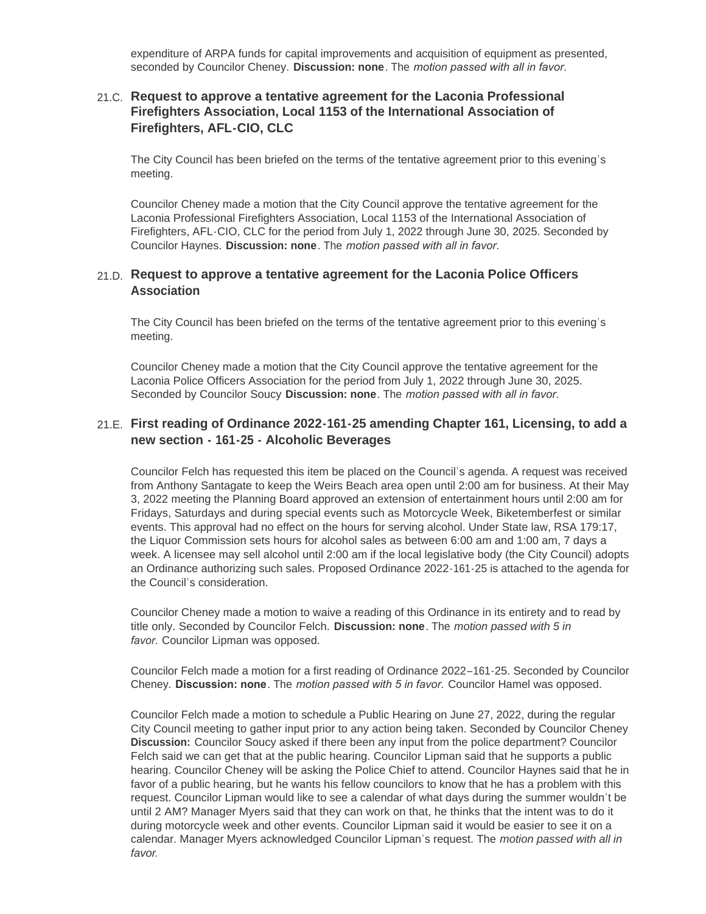expenditure of ARPA funds for capital improvements and acquisition of equipment as presented, seconded by Councilor Cheney. **Discussion: none**. The *motion passed with all in favor.*

### 21.C. Request to approve a tentative agreement for the Laconia Professional Firefighters Association, Local 1153 of the International Association of Firefighters, AFL-CIO, CLC

The City Council has been briefed on the terms of the tentative agreement prior to this evening's meeting.

Councilor Cheney made a motion that the City Council approve the tentative agreement for the Laconia Professional Firefighters Association, Local 1153 of the International Association of Firefighters, AFL-CIO, CLC for the period from July 1, 2022 through June 30, 2025. Seconded by Councilor Haynes. **Discussion: none**. The *motion passed with all in favor.*

### 21.D. Request to approve a tentative agreement for the Laconia Police Officers Association

The City Council has been briefed on the terms of the tentative agreement prior to this evening's meeting.

Councilor Cheney made a motion that the City Council approve the tentative agreement for the Laconia Police Officers Association for the period from July 1, 2022 through June 30, 2025. Seconded by Councilor Soucy **Discussion: none**. The *motion passed with all in favor.*

### 21.E. First reading of Ordinance 2022-161-25 amending Chapter 161, Licensing, to add a new section - 161-25 - Alcoholic Beverages

Councilor Felch has requested this item be placed on the Council's agenda. A request was received from Anthony Santagate to keep the Weirs Beach area open until 2:00 am for business. At their May 3, 2022 meeting the Planning Board approved an extension of entertainment hours until 2:00 am for Fridays, Saturdays and during special events such as Motorcycle Week, Biketemberfest or similar events. This approval had no effect on the hours for serving alcohol. Under State law, RSA 179:17, the Liquor Commission sets hours for alcohol sales as between 6:00 am and 1:00 am, 7 days a week. A licensee may sell alcohol until 2:00 am if the local legislative body (the City Council) adopts an Ordinance authorizing such sales. Proposed Ordinance 2022-161-25 is attached to the agenda for the Council's consideration.

Councilor Cheney made a motion to waive a reading of this Ordinance in its entirety and to read by title only. Seconded by Councilor Felch. **Discussion: none**. The *motion passed with 5 in favor.* Councilor Lipman was opposed.

Councilor Felch made a motion for a first reading of Ordinance 2022–161-25. Seconded by Councilor Cheney. **Discussion: none**. The *motion passed with 5 in favor.* Councilor Hamel was opposed.

Councilor Felch made a motion to schedule a Public Hearing on June 27, 2022, during the regular City Council meeting to gather input prior to any action being taken. Seconded by Councilor Cheney **Discussion:** Councilor Soucy asked if there been any input from the police department? Councilor Felch said we can get that at the public hearing. Councilor Lipman said that he supports a public hearing. Councilor Cheney will be asking the Police Chief to attend. Councilor Haynes said that he in favor of a public hearing, but he wants his fellow councilors to know that he has a problem with this request. Councilor Lipman would like to see a calendar of what days during the summer wouldn't be until 2 AM? Manager Myers said that they can work on that, he thinks that the intent was to do it during motorcycle week and other events. Councilor Lipman said it would be easier to see it on a calendar. Manager Myers acknowledged Councilor Lipman's request. The *motion passed with all in favor.*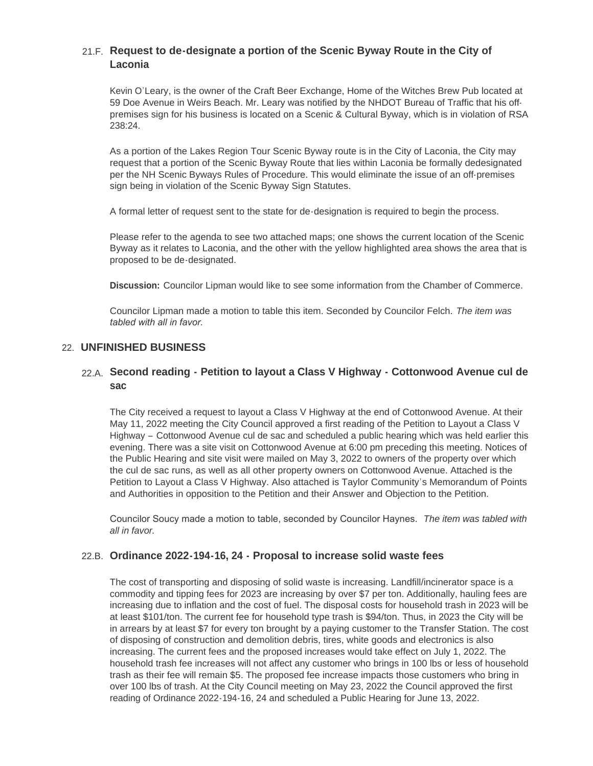### 21.F. Request to de-designate a portion of the Scenic Byway Route in the City of Laconia

Kevin O'Leary, is the owner of the Craft Beer Exchange, Home of the Witches Brew Pub located at 59 Doe Avenue in Weirs Beach. Mr. Leary was notified by the NHDOT Bureau of Traffic that his off-premises sign for his business is located on a Scenic & Cultural Byway, which is in violation of RSA 238:24.

As a portion of the Lakes Region Tour Scenic Byway route is in the City of Laconia, the City may request that a portion of the Scenic Byway Route that lies within Laconia be formally dedesignated per the NH Scenic Byways Rules of Procedure. This would eliminate the issue of an off-premises sign being in violation of the Scenic Byway Sign Statutes.

A formal letter of request sent to the state for de-designation is required to begin the process.

Please refer to the agenda to see two attached maps; one shows the current location of the Scenic Byway as it relates to Laconia, and the other with the yellow highlighted area shows the area that is proposed to be de-designated.

**Discussion:** Councilor Lipman would like to see some information from the Chamber of Commerce.

Councilor Lipman made a motion to table this item. Seconded by Councilor Felch. *The item was tabled with all in favor.*

## 22. UNFINISHED BUSINESS

### 22.A. Second reading - Petition to layout a Class V Highway - Cottonwood Avenue cul de sac

The City received a request to layout a Class V Highway at the end of Cottonwood Avenue. At their May 11, 2022 meeting the City Council approved a first reading of the Petition to Layout a Class V Highway – Cottonwood Avenue cul de sac and scheduled a public hearing which was held earlier this evening. There was a site visit on Cottonwood Avenue at 6:00 pm preceding this meeting. Notices of the Public Hearing and site visit were mailed on May 3, 2022 to owners of the property over which the cul de sac runs, as well as all other property owners on Cottonwood Avenue. Attached is the Petition to Layout a Class V Highway. Also attached is Taylor Community's Memorandum of Points and Authorities in opposition to the Petition and their Answer and Objection to the Petition.

Councilor Soucy made a motion to table, seconded by Councilor Haynes. *The item was tabled with all in favor.*

### 22.B. Ordinance 2022-194-16, 24 - Proposal to increase solid waste fees

The cost of transporting and disposing of solid waste is increasing. Landfill/incinerator space is a commodity and tipping fees for 2023 are increasing by over $7 per ton. Additionally, hauling fees are increasing due to inflation and the cost of fuel. The disposal costs for household trash in 2023 will be at least $101/ton. The current fee for household type trash is $94/ton. Thus, in 2023 the City will be in arrears by at least $7 for every ton brought by a paying customer to the Transfer Station. The cost of disposing of construction and demolition debris, tires, white goods and electronics is also increasing. The current fees and the proposed increases would take effect on July 1, 2022. The household trash fee increases will not affect any customer who brings in 100 lbs or less of household trash as their fee will remain $5. The proposed fee increase impacts those customers who bring in over 100 lbs of trash. At the City Council meeting on May 23, 2022 the Council approved the first reading of Ordinance 2022-194-16, 24 and scheduled a Public Hearing for June 13, 2022.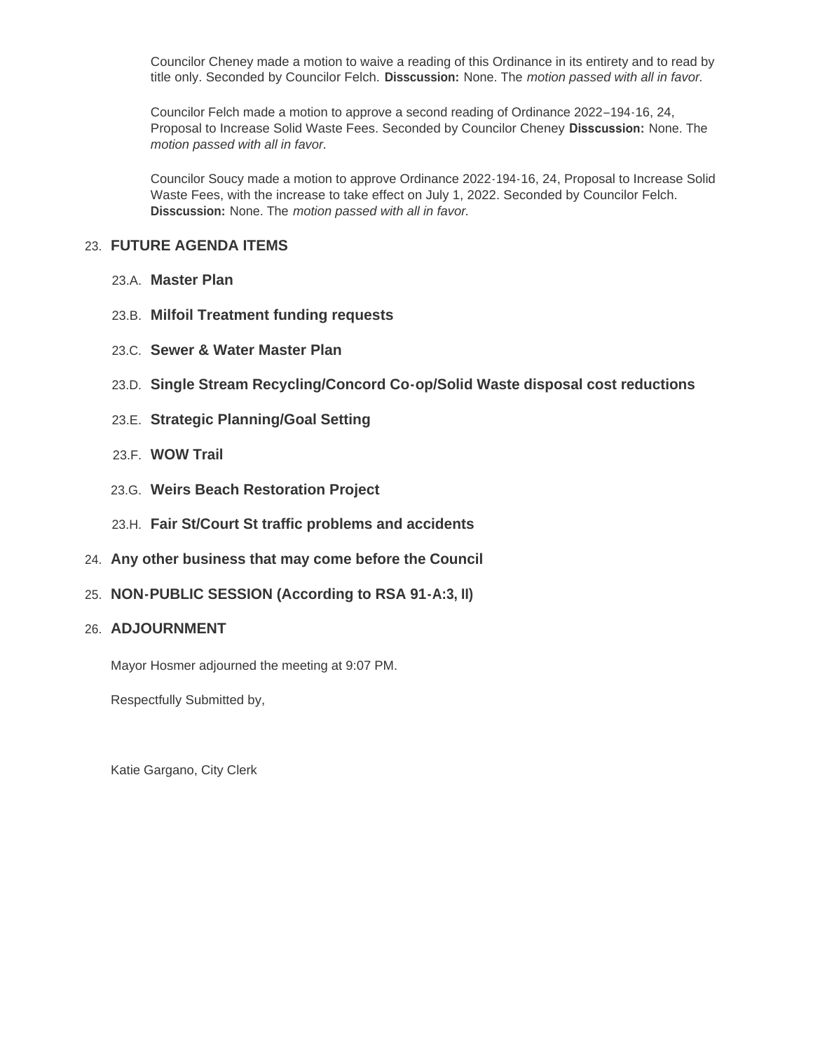Councilor Cheney made a motion to waive a reading of this Ordinance in its entirety and to read by title only. Seconded by Councilor Felch. **Disscussion:** None. The *motion passed with all in favor.*

Councilor Felch made a motion to approve a second reading of Ordinance 2022–194-16, 24, Proposal to Increase Solid Waste Fees. Seconded by Councilor Cheney **Disscussion:** None. The *motion passed with all in favor.*

Councilor Soucy made a motion to approve Ordinance 2022-194-16, 24, Proposal to Increase Solid Waste Fees, with the increase to take effect on July 1, 2022. Seconded by Councilor Felch. **Disscussion:** None. The *motion passed with all in favor.*

## 23. FUTURE AGENDA ITEMS

### 23.A. Master Plan

### 23.B. Milfoil Treatment funding requests

### 23.C. Sewer & Water Master Plan

### 23.D. Single Stream Recycling/Concord Co-op/Solid Waste disposal cost reductions

### 23.E. Strategic Planning/Goal Setting

### 23.F. WOW Trail

### 23.G. Weirs Beach Restoration Project

### 23.H. Fair St/Court St traffic problems and accidents

## 24. Any other business that may come before the Council

## 25. NON-PUBLIC SESSION (According to RSA 91-A:3, II)

## 26. ADJOURNMENT

Mayor Hosmer adjourned the meeting at 9:07 PM.

Respectfully Submitted by,

Katie Gargano, City Clerk